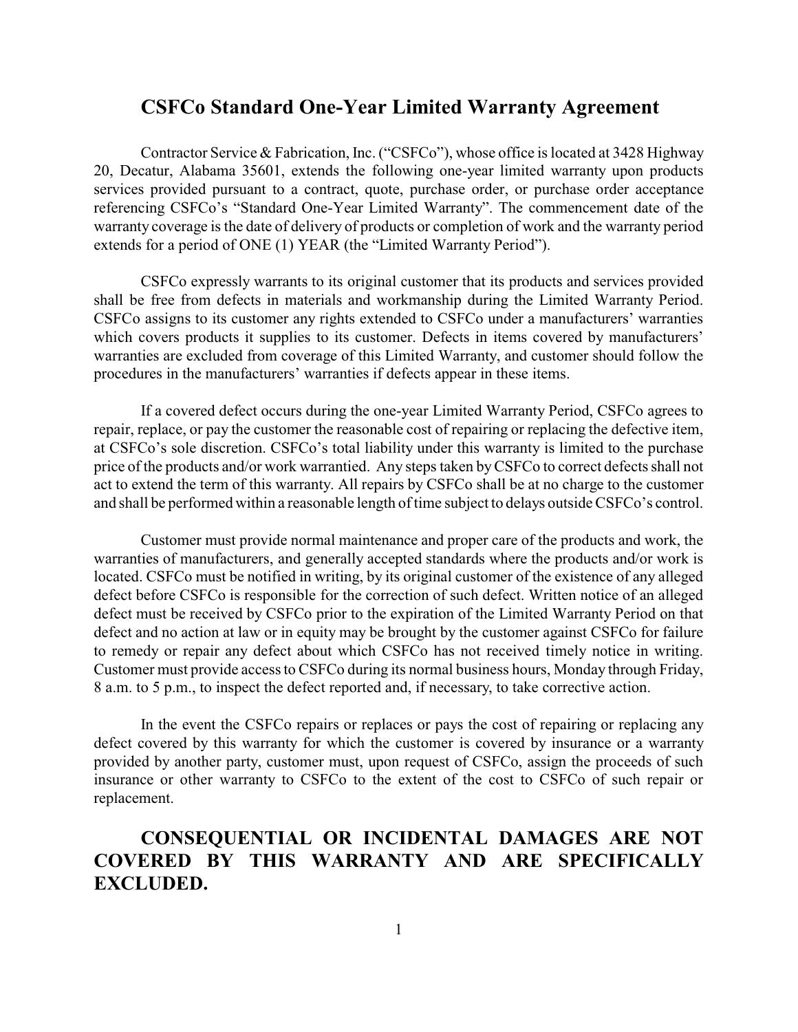# CSFCo Standard One-Year Limited Warranty Agreement

Contractor Service & Fabrication, Inc. ("CSFCo"), whose office is located at 3428 Highway 20, Decatur, Alabama 35601, extends the following one-year limited warranty upon products services provided pursuant to a contract, quote, purchase order, or purchase order acceptance referencing CSFCo's "Standard One-Year Limited Warranty". The commencement date of the warranty coverage is the date of delivery of products or completion of work and the warranty period extends for a period of ONE (1) YEAR (the "Limited Warranty Period").

CSFCo expressly warrants to its original customer that its products and services provided shall be free from defects in materials and workmanship during the Limited Warranty Period. CSFCo assigns to its customer any rights extended to CSFCo under a manufacturers' warranties which covers products it supplies to its customer. Defects in items covered by manufacturers' warranties are excluded from coverage of this Limited Warranty, and customer should follow the procedures in the manufacturers' warranties if defects appear in these items.

If a covered defect occurs during the one-year Limited Warranty Period, CSFCo agrees to repair, replace, or pay the customer the reasonable cost of repairing or replacing the defective item, at CSFCo's sole discretion. CSFCo's total liability under this warranty is limited to the purchase price of the products and/or work warrantied. Any steps taken by CSFCo to correct defects shall not act to extend the term of this warranty. All repairs by CSFCo shall be at no charge to the customer and shall be performed within a reasonable length of time subject to delays outside CSFCo's control.

Customer must provide normal maintenance and proper care of the products and work, the warranties of manufacturers, and generally accepted standards where the products and/or work is located. CSFCo must be notified in writing, by its original customer of the existence of any alleged defect before CSFCo is responsible for the correction of such defect. Written notice of an alleged defect must be received by CSFCo prior to the expiration of the Limited Warranty Period on that defect and no action at law or in equity may be brought by the customer against CSFCo for failure to remedy or repair any defect about which CSFCo has not received timely notice in writing. Customer must provide access to CSFCo during its normal business hours, Monday through Friday, 8 a.m. to 5 p.m., to inspect the defect reported and, if necessary, to take corrective action.

In the event the CSFCo repairs or replaces or pays the cost of repairing or replacing any defect covered by this warranty for which the customer is covered by insurance or a warranty provided by another party, customer must, upon request of CSFCo, assign the proceeds of such insurance or other warranty to CSFCo to the extent of the cost to CSFCo of such repair or replacement.

## CONSEQUENTIAL OR INCIDENTAL DAMAGES ARE NOT COVERED BY THIS WARRANTY AND ARE SPECIFICALLY EXCLUDED.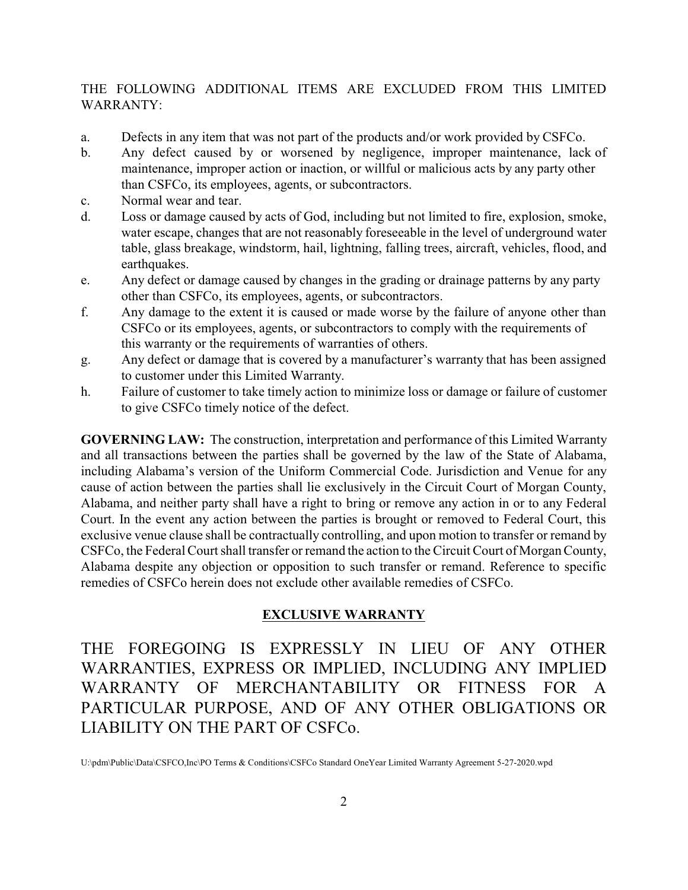THE FOLLOWING ADDITIONAL ITEMS ARE EXCLUDED FROM THIS LIMITED WARRANTY:

a. Defects in any item that was not part of the products and/or work provided by CSFCo.
b. Any defect caused by or worsened by negligence, improper maintenance, lack of maintenance, improper action or inaction, or willful or malicious acts by any party other than CSFCo, its employees, agents, or subcontractors.
c. Normal wear and tear.
d. Loss or damage caused by acts of God, including but not limited to fire, explosion, smoke, water escape, changes that are not reasonably foreseeable in the level of underground water table, glass breakage, windstorm, hail, lightning, falling trees, aircraft, vehicles, flood, and earthquakes.
e. Any defect or damage caused by changes in the grading or drainage patterns by any party other than CSFCo, its employees, agents, or subcontractors.
f. Any damage to the extent it is caused or made worse by the failure of anyone other than CSFCo or its employees, agents, or subcontractors to comply with the requirements of this warranty or the requirements of warranties of others.
g. Any defect or damage that is covered by a manufacturer's warranty that has been assigned to customer under this Limited Warranty.
h. Failure of customer to take timely action to minimize loss or damage or failure of customer to give CSFCo timely notice of the defect.

**GOVERNING LAW:** The construction, interpretation and performance of this Limited Warranty and all transactions between the parties shall be governed by the law of the State of Alabama, including Alabama's version of the Uniform Commercial Code. Jurisdiction and Venue for any cause of action between the parties shall lie exclusively in the Circuit Court of Morgan County, Alabama, and neither party shall have a right to bring or remove any action in or to any Federal Court. In the event any action between the parties is brought or removed to Federal Court, this exclusive venue clause shall be contractually controlling, and upon motion to transfer or remand by CSFCo, the Federal Court shall transfer or remand the action to the Circuit Court of Morgan County, Alabama despite any objection or opposition to such transfer or remand. Reference to specific remedies of CSFCo herein does not exclude other available remedies of CSFCo.

## EXCLUSIVE WARRANTY

THE FOREGOING IS EXPRESSLY IN LIEU OF ANY OTHER WARRANTIES, EXPRESS OR IMPLIED, INCLUDING ANY IMPLIED WARRANTY OF MERCHANTABILITY OR FITNESS FOR A PARTICULAR PURPOSE, AND OF ANY OTHER OBLIGATIONS OR LIABILITY ON THE PART OF CSFCo.

U:\pdm\Public\Data\CSFCO,Inc\PO Terms & Conditions\CSFCo Standard OneYear Limited Warranty Agreement 5-27-2020.wpd